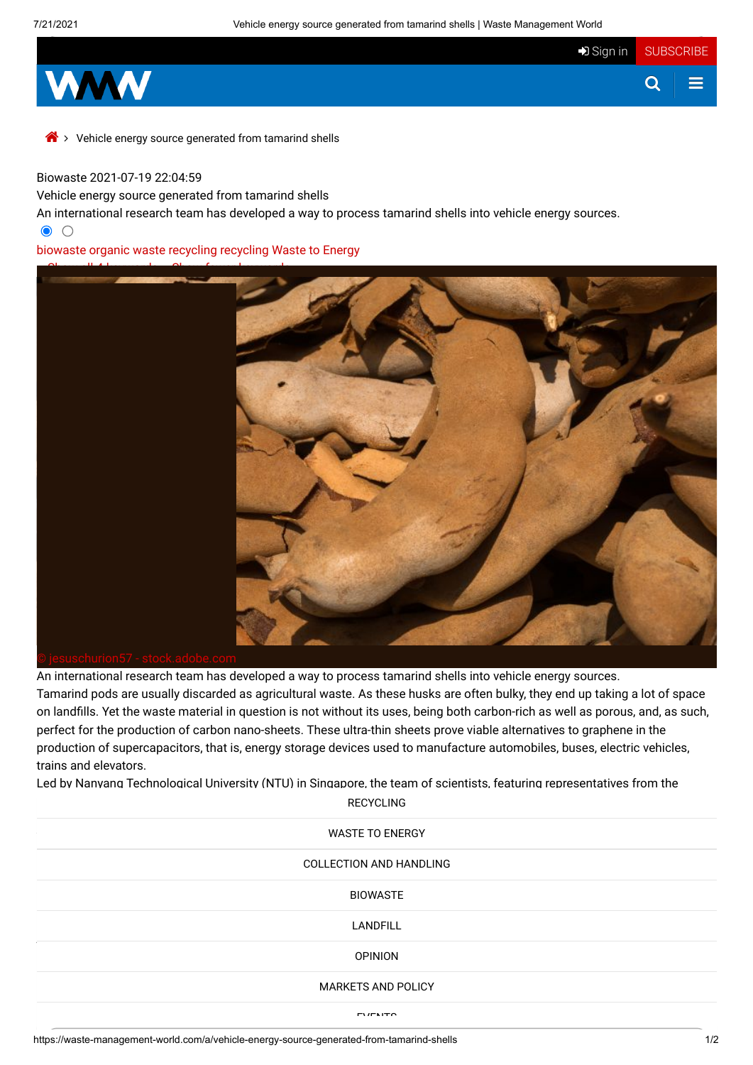Biowaste 2021-07-19 22:04:59

# Vehicle energy source generated from tamarind shells

An international research team has developed a way to process tamarind shells into vehicle energy sources.

biowaste organic waste recycling recycling Waste to Energy

© jesuschurion57 - stock.adobe.com

An international research team has developed a way to process tamarind shells into vehicle energy sources.

Tamarind pods are usually discarded as agricultural waste. As these husks are often bulky, they end up taking a lot of space on landfills. Yet the waste material in question is not without its uses, being both carbon-rich as well as porous, and, as such, perfect for the production of carbon nano-sheets. These ultra-thin sheets prove viable alternatives to graphene in the production of supercapacitors, that is, energy storage devices used to manufacture automobiles, buses, electric vehicles, trains and elevators.

Led by Nanyang Technological University (NTU) in Singapore, the team of scientists, featuring representatives from the

RECYCLING

WASTE TO ENERGY

COLLECTION AND HANDLING

BIOWASTE

LANDFILL

OPINION

MARKETS AND POLICY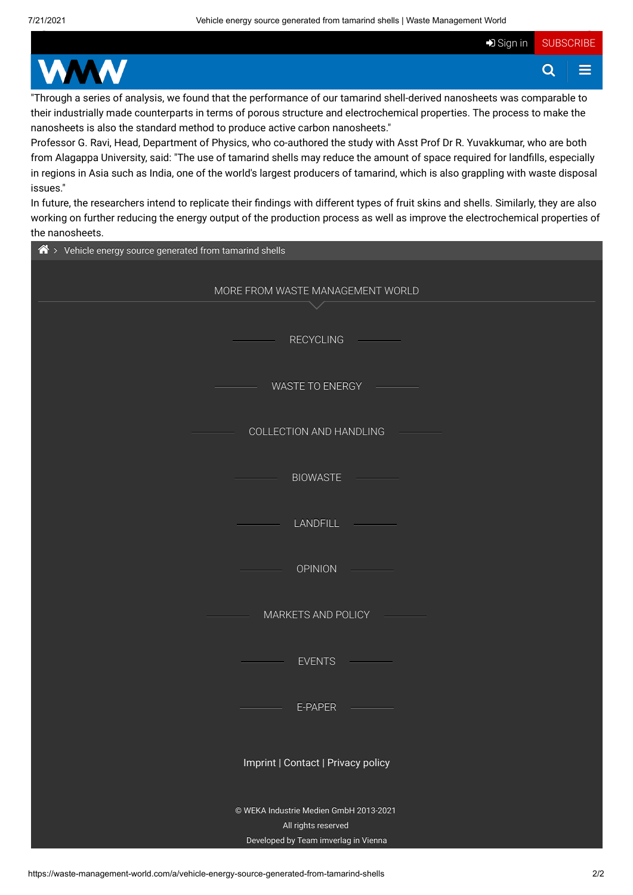"Through a series of analysis, we found that the performance of our tamarind shell-derived nanosheets was comparable to their industrially made counterparts in terms of porous structure and electrochemical properties. The process to make the nanosheets is also the standard method to produce active carbon nanosheets."

Professor G. Ravi, Head, Department of Physics, who co-authored the study with Asst Prof Dr R. Yuvakkumar, who are both from Alagappa University, said: "The use of tamarind shells may reduce the amount of space required for landfills, especially in regions in Asia such as India, one of the world's largest producers of tamarind, which is also grappling with waste disposal issues."

In future, the researchers intend to replicate their findings with different types of fruit skins and shells. Similarly, they are also working on further reducing the energy output of the production process as well as improve the electrochemical properties of the nanosheets.

› Vehicle energy source generated from tamarind shells

MORE FROM WASTE MANAGEMENT WORLD

RECYCLING

WASTE TO ENERGY

COLLECTION AND HANDLING

BIOWASTE

LANDFILL

OPINION

MARKETS AND POLICY

EVENTS

E-PAPER

Imprint | Contact | Privacy policy

© WEKA Industrie Medien GmbH 2013-2021

All rights reserved

Developed by Team imverlag in Vienna